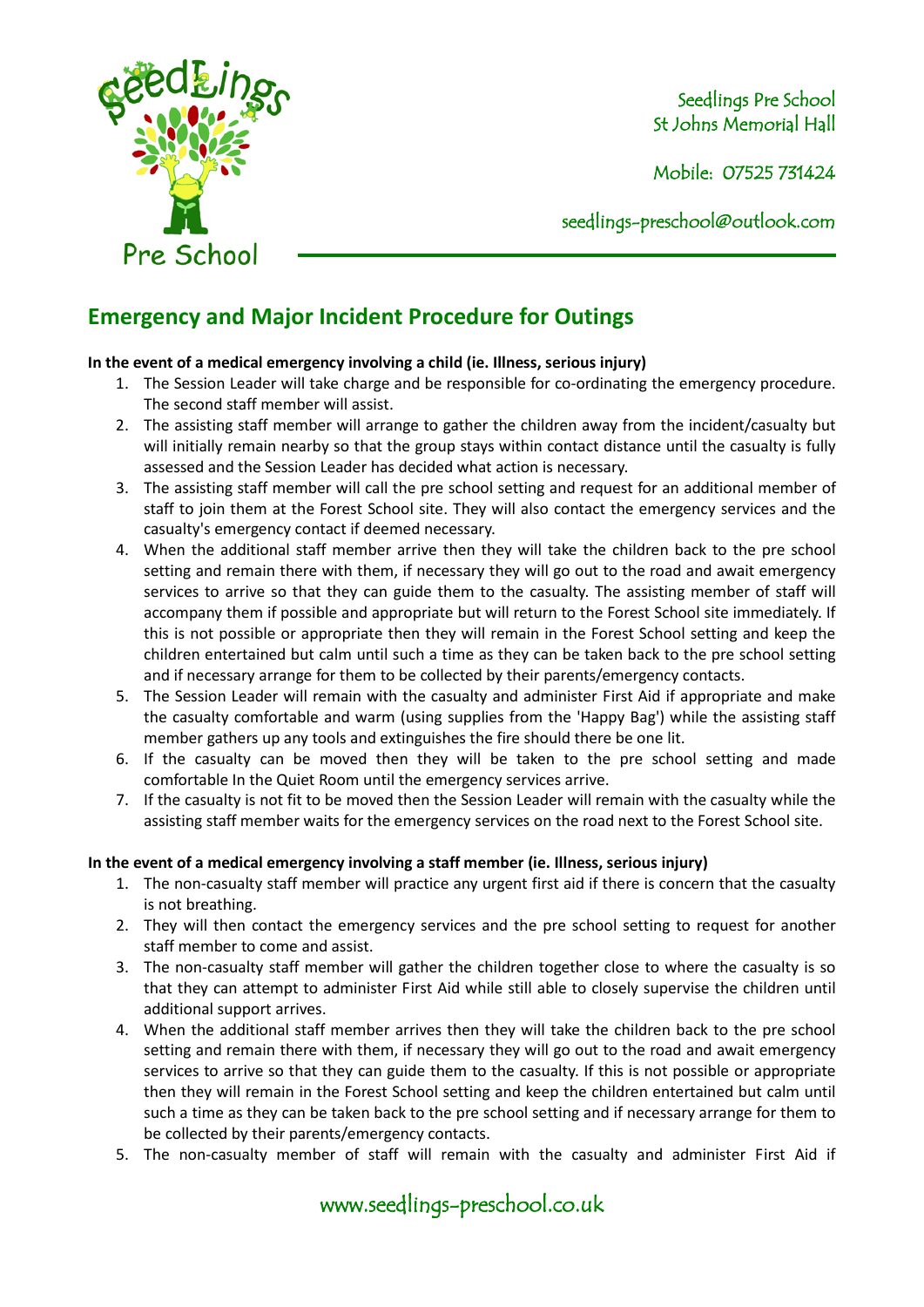Seedlings Pre School
St Johns Memorial Hall

Mobile: 07525 731424

seedlings-preschool@outlook.com

## Emergency and Major Incident Procedure for Outings

**In the event of a medical emergency involving a child (ie. Illness, serious injury)**

1. The Session Leader will take charge and be responsible for co-ordinating the emergency procedure. The second staff member will assist.
2. The assisting staff member will arrange to gather the children away from the incident/casualty but will initially remain nearby so that the group stays within contact distance until the casualty is fully assessed and the Session Leader has decided what action is necessary.
3. The assisting staff member will call the pre school setting and request for an additional member of staff to join them at the Forest School site. They will also contact the emergency services and the casualty's emergency contact if deemed necessary.
4. When the additional staff member arrive then they will take the children back to the pre school setting and remain there with them, if necessary they will go out to the road and await emergency services to arrive so that they can guide them to the casualty. The assisting member of staff will accompany them if possible and appropriate but will return to the Forest School site immediately. If this is not possible or appropriate then they will remain in the Forest School setting and keep the children entertained but calm until such a time as they can be taken back to the pre school setting and if necessary arrange for them to be collected by their parents/emergency contacts.
5. The Session Leader will remain with the casualty and administer First Aid if appropriate and make the casualty comfortable and warm (using supplies from the 'Happy Bag') while the assisting staff member gathers up any tools and extinguishes the fire should there be one lit.
6. If the casualty can be moved then they will be taken to the pre school setting and made comfortable In the Quiet Room until the emergency services arrive.
7. If the casualty is not fit to be moved then the Session Leader will remain with the casualty while the assisting staff member waits for the emergency services on the road next to the Forest School site.

**In the event of a medical emergency involving a staff member (ie. Illness, serious injury)**

1. The non-casualty staff member will practice any urgent first aid if there is concern that the casualty is not breathing.
2. They will then contact the emergency services and the pre school setting to request for another staff member to come and assist.
3. The non-casualty staff member will gather the children together close to where the casualty is so that they can attempt to administer First Aid while still able to closely supervise the children until additional support arrives.
4. When the additional staff member arrives then they will take the children back to the pre school setting and remain there with them, if necessary they will go out to the road and await emergency services to arrive so that they can guide them to the casualty. If this is not possible or appropriate then they will remain in the Forest School setting and keep the children entertained but calm until such a time as they can be taken back to the pre school setting and if necessary arrange for them to be collected by their parents/emergency contacts.
5. The non-casualty member of staff will remain with the casualty and administer First Aid if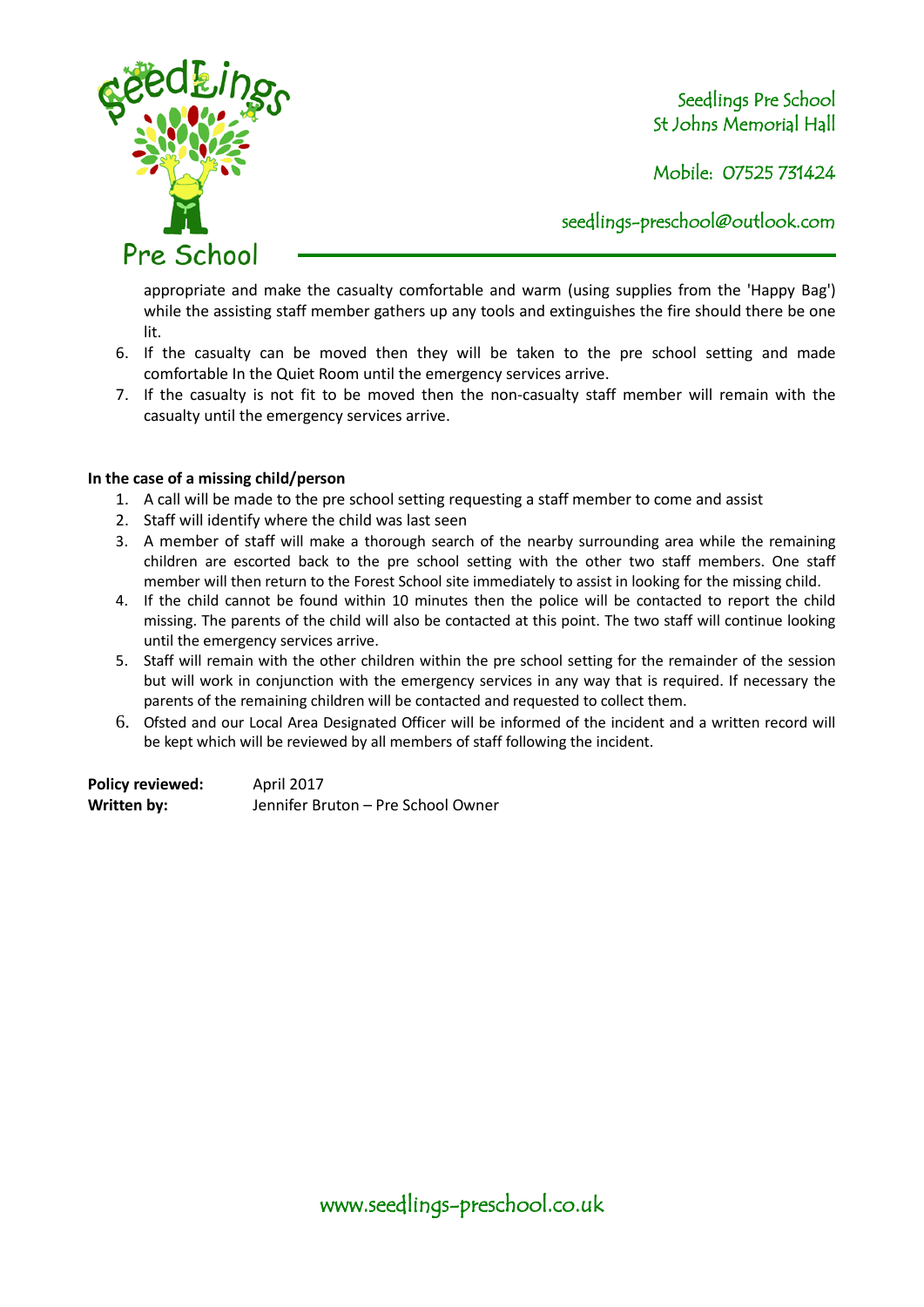appropriate and make the casualty comfortable and warm (using supplies from the 'Happy Bag') while the assisting staff member gathers up any tools and extinguishes the fire should there be one lit.

6. If the casualty can be moved then they will be taken to the pre school setting and made comfortable In the Quiet Room until the emergency services arrive.
7. If the casualty is not fit to be moved then the non-casualty staff member will remain with the casualty until the emergency services arrive.

**In the case of a missing child/person**

1. A call will be made to the pre school setting requesting a staff member to come and assist
2. Staff will identify where the child was last seen
3. A member of staff will make a thorough search of the nearby surrounding area while the remaining children are escorted back to the pre school setting with the other two staff members. One staff member will then return to the Forest School site immediately to assist in looking for the missing child.
4. If the child cannot be found within 10 minutes then the police will be contacted to report the child missing. The parents of the child will also be contacted at this point. The two staff will continue looking until the emergency services arrive.
5. Staff will remain with the other children within the pre school setting for the remainder of the session but will work in conjunction with the emergency services in any way that is required. If necessary the parents of the remaining children will be contacted and requested to collect them.
6. Ofsted and our Local Area Designated Officer will be informed of the incident and a written record will be kept which will be reviewed by all members of staff following the incident.

**Policy reviewed:** April 2017
**Written by:** Jennifer Bruton – Pre School Owner